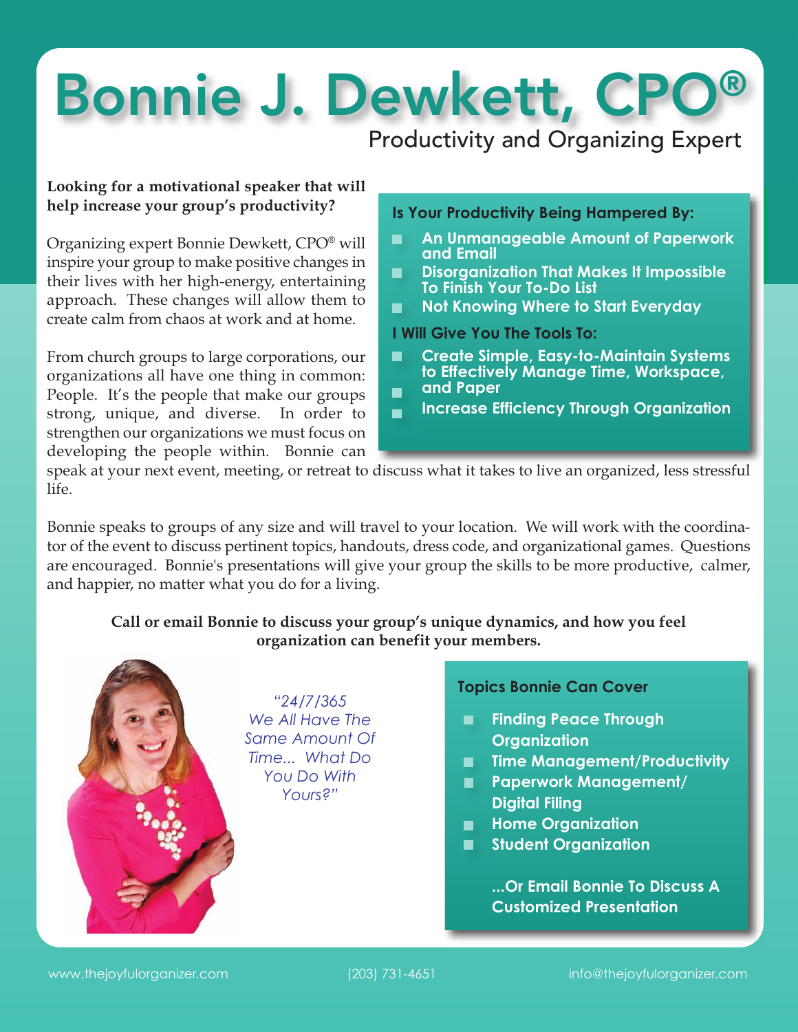# Bonnie J. Dewkett, CPO®

## Productivity and Organizing Expert

**Looking for a motivational speaker that will help increase your group's productivity?**

Organizing expert Bonnie Dewkett, CPO® will inspire your group to make positive changes in their lives with her high-energy, entertaining approach. These changes will allow them to create calm from chaos at work and at home.

From church groups to large corporations, our organizations all have one thing in common: People. It's the people that make our groups strong, unique, and diverse. In order to strengthen our organizations we must focus on developing the people within. Bonnie can speak at your next event, meeting, or retreat to discuss what it takes to live an organized, less stressful life.

**Is Your Productivity Being Hampered By:**

- An Unmanageable Amount of Paperwork and Email
- Disorganization That Makes It Impossible To Finish Your To-Do List
- Not Knowing Where to Start Everyday

**I Will Give You The Tools To:**

- Create Simple, Easy-to-Maintain Systems to Effectively Manage Time, Workspace, and Paper
- Increase Efficiency Through Organization

Bonnie speaks to groups of any size and will travel to your location. We will work with the coordinator of the event to discuss pertinent topics, handouts, dress code, and organizational games. Questions are encouraged. Bonnie's presentations will give your group the skills to be more productive, calmer, and happier, no matter what you do for a living.

**Call or email Bonnie to discuss your group's unique dynamics, and how you feel organization can benefit your members.**

*"24/7/365 We All Have The Same Amount Of Time... What Do You Do With Yours?"*

**Topics Bonnie Can Cover**

- Finding Peace Through Organization
- Time Management/Productivity
- Paperwork Management/ Digital Filing
- Home Organization
- Student Organization

**...Or Email Bonnie To Discuss A Customized Presentation**

www.thejoyfulorganizer.com (203) 731-4651 info@thejoyfulorganizer.com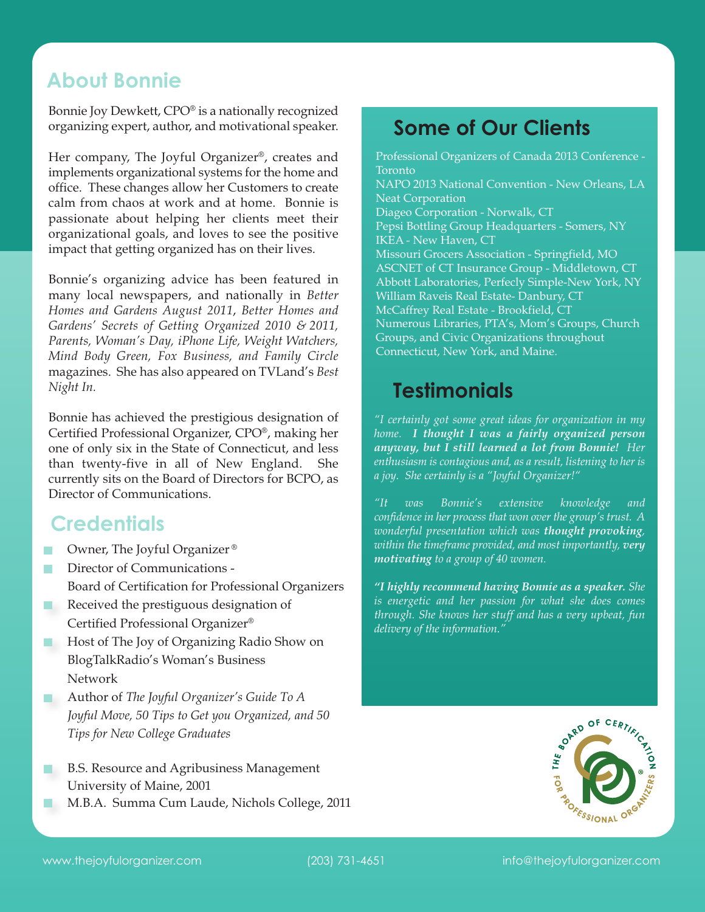## About Bonnie

Bonnie Joy Dewkett, CPO® is a nationally recognized organizing expert, author, and motivational speaker.

Her company, The Joyful Organizer®, creates and implements organizational systems for the home and office. These changes allow her Customers to create calm from chaos at work and at home. Bonnie is passionate about helping her clients meet their organizational goals, and loves to see the positive impact that getting organized has on their lives.

Bonnie's organizing advice has been featured in many local newspapers, and nationally in *Better Homes and Gardens August 2011*, *Better Homes and Gardens' Secrets of Getting Organized 2010 & 2011, Parents, Woman's Day, iPhone Life, Weight Watchers, Mind Body Green, Fox Business, and Family Circle* magazines. She has also appeared on TVLand's *Best Night In.*

Bonnie has achieved the prestigious designation of Certified Professional Organizer, CPO®, making her one of only six in the State of Connecticut, and less than twenty-five in all of New England. She currently sits on the Board of Directors for BCPO, as Director of Communications.

## Credentials

- Owner, The Joyful Organizer®
- Director of Communications - Board of Certification for Professional Organizers
- Received the prestiguous designation of Certified Professional Organizer®
- Host of The Joy of Organizing Radio Show on BlogTalkRadio's Woman's Business Network
- Author of *The Joyful Organizer's Guide To A Joyful Move, 50 Tips to Get you Organized, and 50 Tips for New College Graduates*
- B.S. Resource and Agribusiness Management University of Maine, 2001
- M.B.A. Summa Cum Laude, Nichols College, 2011

## Some of Our Clients

Professional Organizers of Canada 2013 Conference - Toronto
NAPO 2013 National Convention - New Orleans, LA
Neat Corporation
Diageo Corporation - Norwalk, CT
Pepsi Bottling Group Headquarters - Somers, NY
IKEA - New Haven, CT
Missouri Grocers Association - Springfield, MO
ASCNET of CT Insurance Group - Middletown, CT
Abbott Laboratories, Perfecly Simple-New York, NY
William Raveis Real Estate- Danbury, CT
McCaffrey Real Estate - Brookfield, CT
Numerous Libraries, PTA's, Mom's Groups, Church Groups, and Civic Organizations throughout Connecticut, New York, and Maine.

## Testimonials

*"I certainly got some great ideas for organization in my home. **I thought I was a fairly organized person anyway, but I still learned a lot from Bonnie!** Her enthusiasm is contagious and, as a result, listening to her is a joy. She certainly is a "Joyful Organizer!"*

*"It was Bonnie's extensive knowledge and confidence in her process that won over the group's trust. A wonderful presentation which was **thought provoking**, within the timeframe provided, and most importantly, **very motivating** to a group of 40 women.*

***"I highly recommend having Bonnie as a speaker.** She is energetic and her passion for what she does comes through. She knows her stuff and has a very upbeat, fun delivery of the information."*

THE BOARD OF CERTIFICATION FOR PROFESSIONAL ORGANIZERS®

www.thejoyfulorganizer.com (203) 731-4651 info@thejoyfulorganizer.com